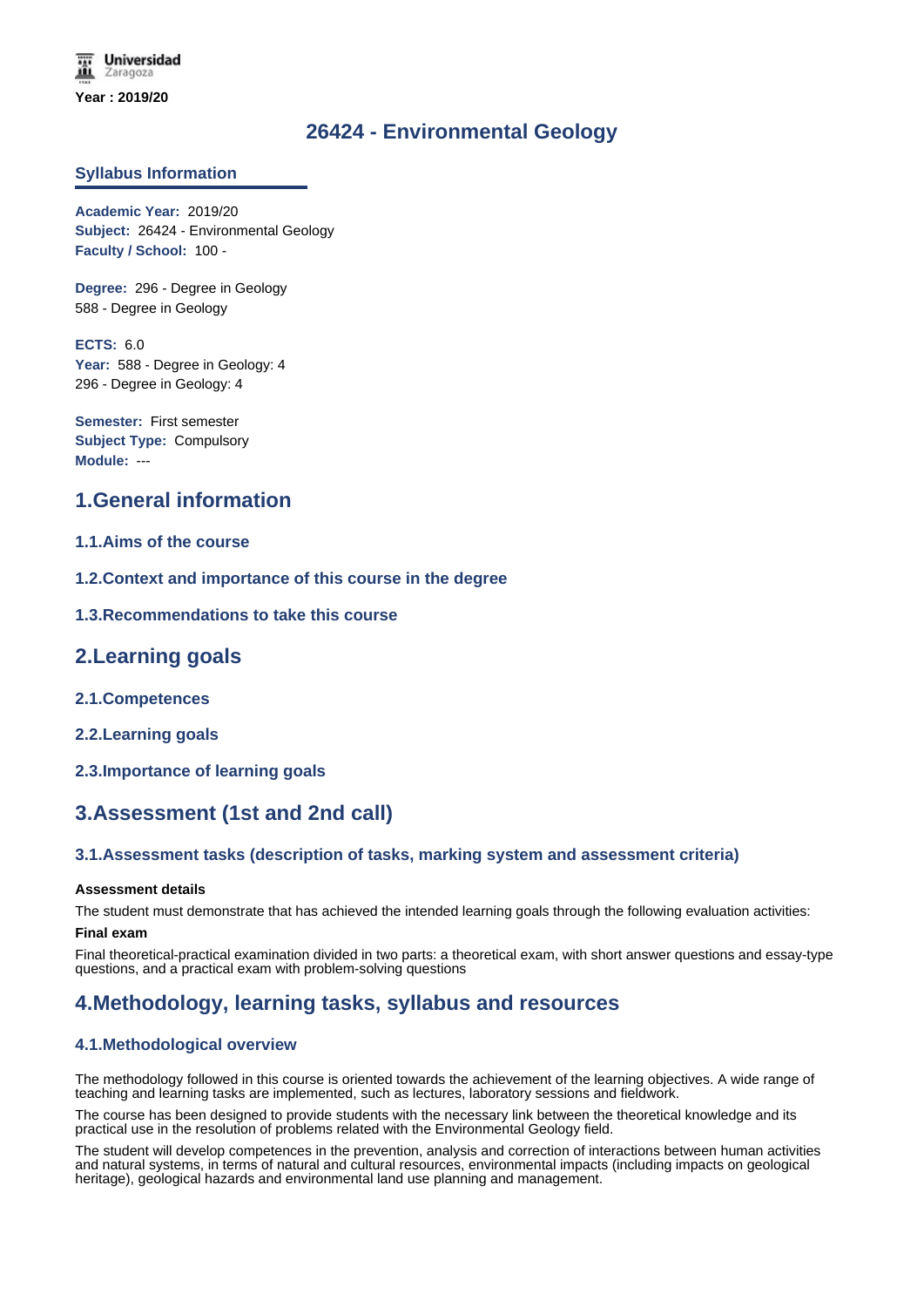Year : 2019/20

# 26424 - Environmental Geology

## Syllabus Information

**Academic Year:** 2019/20
**Subject:** 26424 - Environmental Geology
**Faculty / School:** 100 -

**Degree:** 296 - Degree in Geology
588 - Degree in Geology

**ECTS:** 6.0
**Year:** 588 - Degree in Geology: 4
296 - Degree in Geology: 4

**Semester:** First semester
**Subject Type:** Compulsory
**Module:** ---

## 1.General information

### 1.1.Aims of the course

### 1.2.Context and importance of this course in the degree

### 1.3.Recommendations to take this course

## 2.Learning goals

### 2.1.Competences

### 2.2.Learning goals

### 2.3.Importance of learning goals

## 3.Assessment (1st and 2nd call)

### 3.1.Assessment tasks (description of tasks, marking system and assessment criteria)

**Assessment details**

The student must demonstrate that has achieved the intended learning goals through the following evaluation activities:

**Final exam**

Final theoretical-practical examination divided in two parts: a theoretical exam, with short answer questions and essay-type questions, and a practical exam with problem-solving questions

## 4.Methodology, learning tasks, syllabus and resources

### 4.1.Methodological overview

The methodology followed in this course is oriented towards the achievement of the learning objectives. A wide range of teaching and learning tasks are implemented, such as lectures, laboratory sessions and fieldwork.

The course has been designed to provide students with the necessary link between the theoretical knowledge and its practical use in the resolution of problems related with the Environmental Geology field.

The student will develop competences in the prevention, analysis and correction of interactions between human activities and natural systems, in terms of natural and cultural resources, environmental impacts (including impacts on geological heritage), geological hazards and environmental land use planning and management.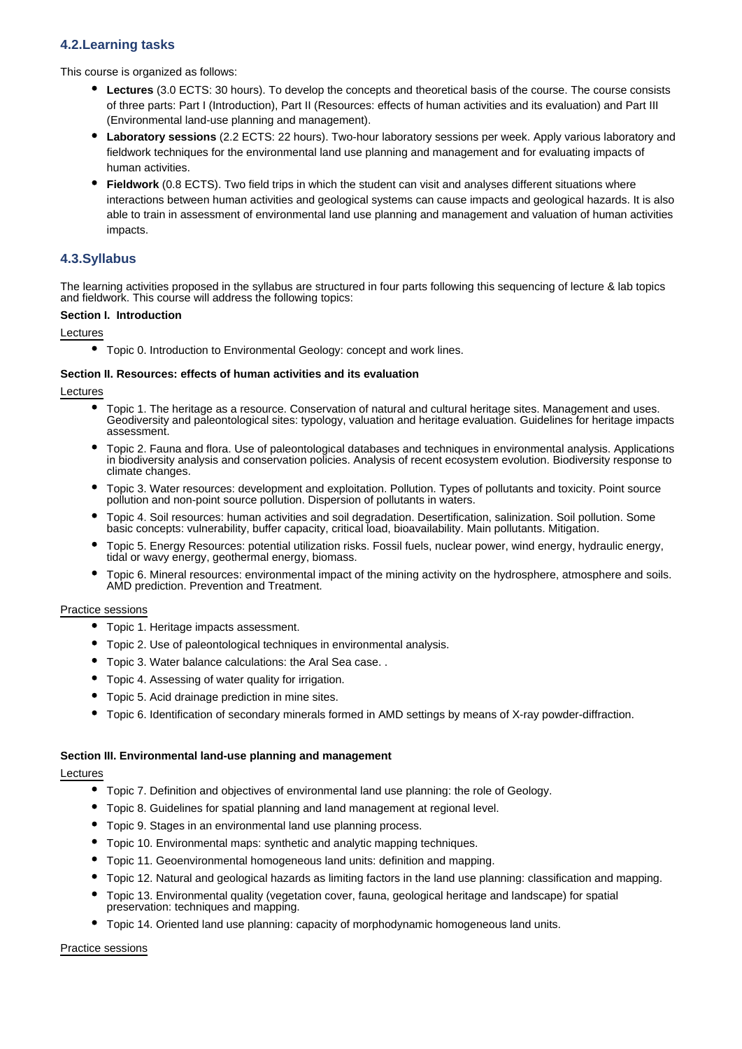## 4.2.Learning tasks

This course is organized as follows:

- **Lectures** (3.0 ECTS: 30 hours). To develop the concepts and theoretical basis of the course. The course consists of three parts: Part I (Introduction), Part II (Resources: effects of human activities and its evaluation) and Part III (Environmental land-use planning and management).
- **Laboratory sessions** (2.2 ECTS: 22 hours). Two-hour laboratory sessions per week. Apply various laboratory and fieldwork techniques for the environmental land use planning and management and for evaluating impacts of human activities.
- **Fieldwork** (0.8 ECTS). Two field trips in which the student can visit and analyses different situations where interactions between human activities and geological systems can cause impacts and geological hazards. It is also able to train in assessment of environmental land use planning and management and valuation of human activities impacts.

## 4.3.Syllabus

The learning activities proposed in the syllabus are structured in four parts following this sequencing of lecture & lab topics and fieldwork. This course will address the following topics:

**Section I. Introduction**

Lectures

- Topic 0. Introduction to Environmental Geology: concept and work lines.

**Section II. Resources: effects of human activities and its evaluation**

Lectures

- Topic 1. The heritage as a resource. Conservation of natural and cultural heritage sites. Management and uses. Geodiversity and paleontological sites: typology, valuation and heritage evaluation. Guidelines for heritage impacts assessment.
- Topic 2. Fauna and flora. Use of paleontological databases and techniques in environmental analysis. Applications in biodiversity analysis and conservation policies. Analysis of recent ecosystem evolution. Biodiversity response to climate changes.
- Topic 3. Water resources: development and exploitation. Pollution. Types of pollutants and toxicity. Point source pollution and non-point source pollution. Dispersion of pollutants in waters.
- Topic 4. Soil resources: human activities and soil degradation. Desertification, salinization. Soil pollution. Some basic concepts: vulnerability, buffer capacity, critical load, bioavailability. Main pollutants. Mitigation.
- Topic 5. Energy Resources: potential utilization risks. Fossil fuels, nuclear power, wind energy, hydraulic energy, tidal or wavy energy, geothermal energy, biomass.
- Topic 6. Mineral resources: environmental impact of the mining activity on the hydrosphere, atmosphere and soils. AMD prediction. Prevention and Treatment.

Practice sessions

- Topic 1. Heritage impacts assessment.
- Topic 2. Use of paleontological techniques in environmental analysis.
- Topic 3. Water balance calculations: the Aral Sea case. .
- Topic 4. Assessing of water quality for irrigation.
- Topic 5. Acid drainage prediction in mine sites.
- Topic 6. Identification of secondary minerals formed in AMD settings by means of X-ray powder-diffraction.

**Section III. Environmental land-use planning and management**

Lectures

- Topic 7. Definition and objectives of environmental land use planning: the role of Geology.
- Topic 8. Guidelines for spatial planning and land management at regional level.
- Topic 9. Stages in an environmental land use planning process.
- Topic 10. Environmental maps: synthetic and analytic mapping techniques.
- Topic 11. Geoenvironmental homogeneous land units: definition and mapping.
- Topic 12. Natural and geological hazards as limiting factors in the land use planning: classification and mapping.
- Topic 13. Environmental quality (vegetation cover, fauna, geological heritage and landscape) for spatial preservation: techniques and mapping.
- Topic 14. Oriented land use planning: capacity of morphodynamic homogeneous land units.

Practice sessions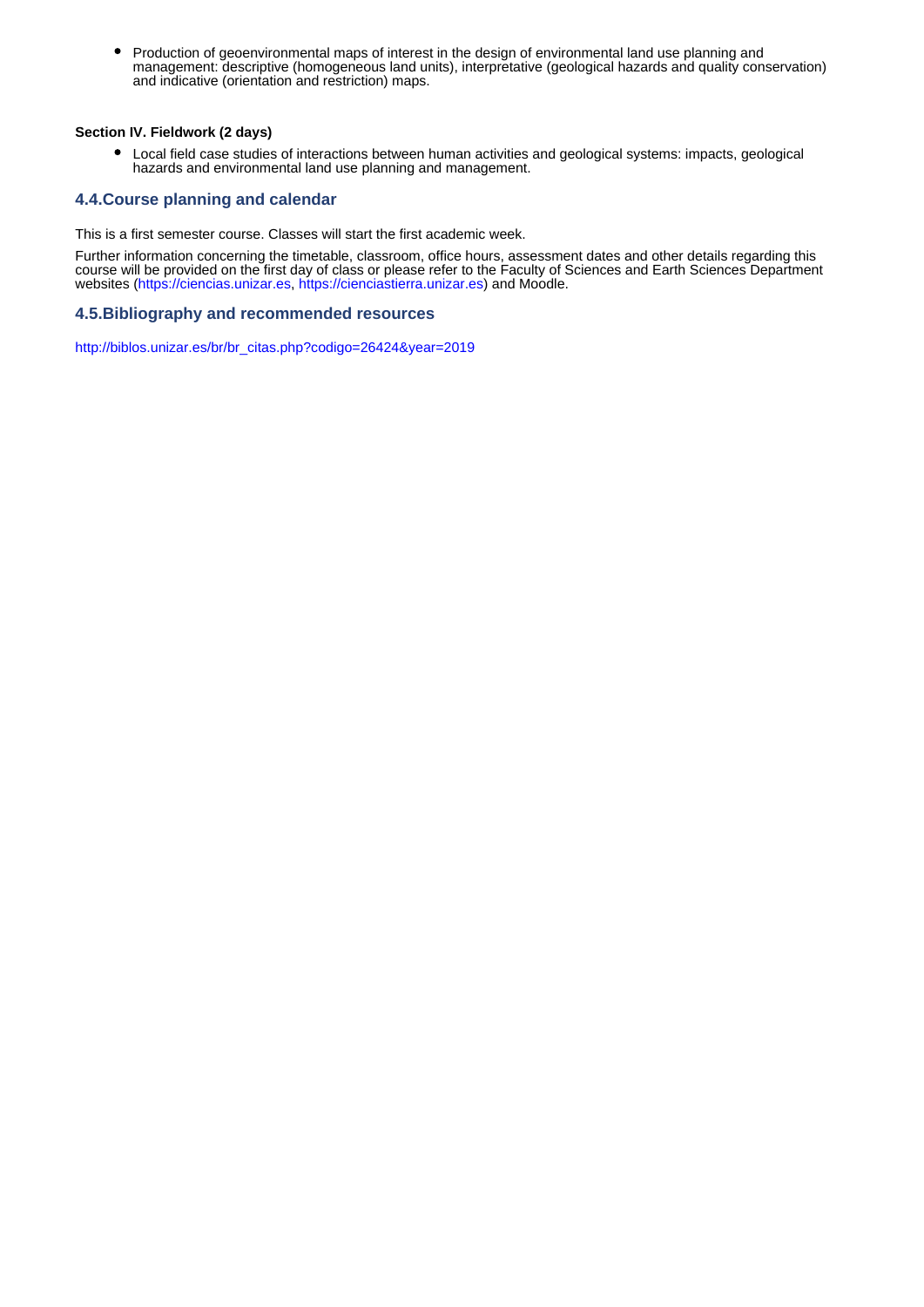- Production of geoenvironmental maps of interest in the design of environmental land use planning and management: descriptive (homogeneous land units), interpretative (geological hazards and quality conservation) and indicative (orientation and restriction) maps.

**Section IV. Fieldwork (2 days)**

- Local field case studies of interactions between human activities and geological systems: impacts, geological hazards and environmental land use planning and management.

### 4.4.Course planning and calendar

This is a first semester course. Classes will start the first academic week.

Further information concerning the timetable, classroom, office hours, assessment dates and other details regarding this course will be provided on the first day of class or please refer to the Faculty of Sciences and Earth Sciences Department websites (https://ciencias.unizar.es, https://cienciastierra.unizar.es) and Moodle.

### 4.5.Bibliography and recommended resources

http://biblos.unizar.es/br/br_citas.php?codigo=26424&year=2019